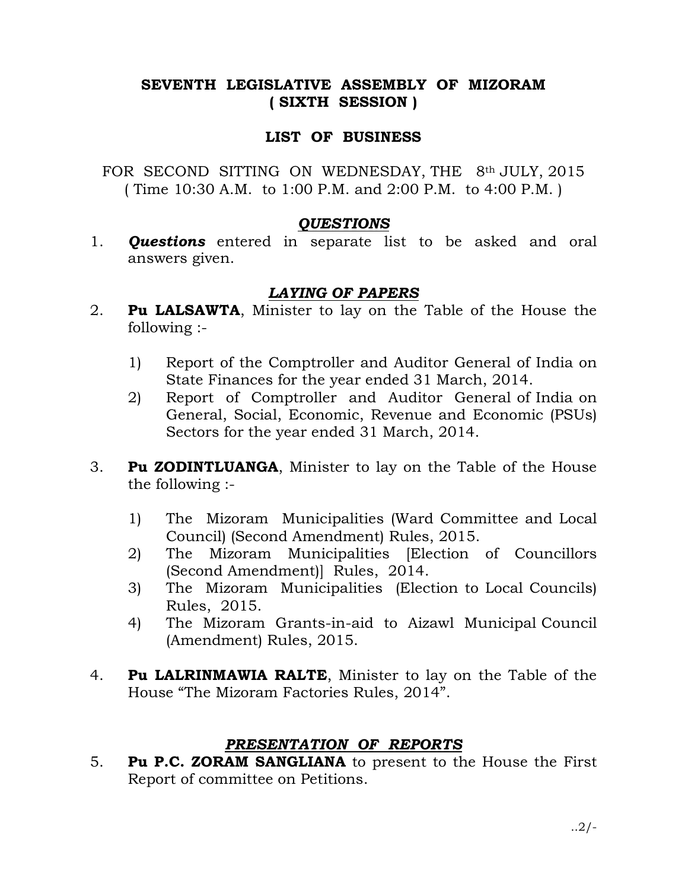# SEVENTH LEGISLATIVE ASSEMBLY OF MIZORAM
## ( SIXTH SESSION )

## LIST OF BUSINESS

FOR SECOND SITTING ON WEDNESDAY, THE 8th JULY, 2015
( Time 10:30 A.M. to 1:00 P.M. and 2:00 P.M. to 4:00 P.M. )

### *QUESTIONS*

1. ***Questions*** entered in separate list to be asked and oral answers given.

### *LAYING OF PAPERS*

2. **Pu LALSAWTA**, Minister to lay on the Table of the House the following :-

   1) Report of the Comptroller and Auditor General of India on State Finances for the year ended 31 March, 2014.
   2) Report of Comptroller and Auditor General of India on General, Social, Economic, Revenue and Economic (PSUs) Sectors for the year ended 31 March, 2014.

3. **Pu ZODINTLUANGA**, Minister to lay on the Table of the House the following :-

   1) The Mizoram Municipalities (Ward Committee and Local Council) (Second Amendment) Rules, 2015.
   2) The Mizoram Municipalities [Election of Councillors (Second Amendment)] Rules, 2014.
   3) The Mizoram Municipalities (Election to Local Councils) Rules, 2015.
   4) The Mizoram Grants-in-aid to Aizawl Municipal Council (Amendment) Rules, 2015.

4. **Pu LALRINMAWIA RALTE**, Minister to lay on the Table of the House "The Mizoram Factories Rules, 2014".

### *PRESENTATION OF REPORTS*

5. **Pu P.C. ZORAM SANGLIANA** to present to the House the First Report of committee on Petitions.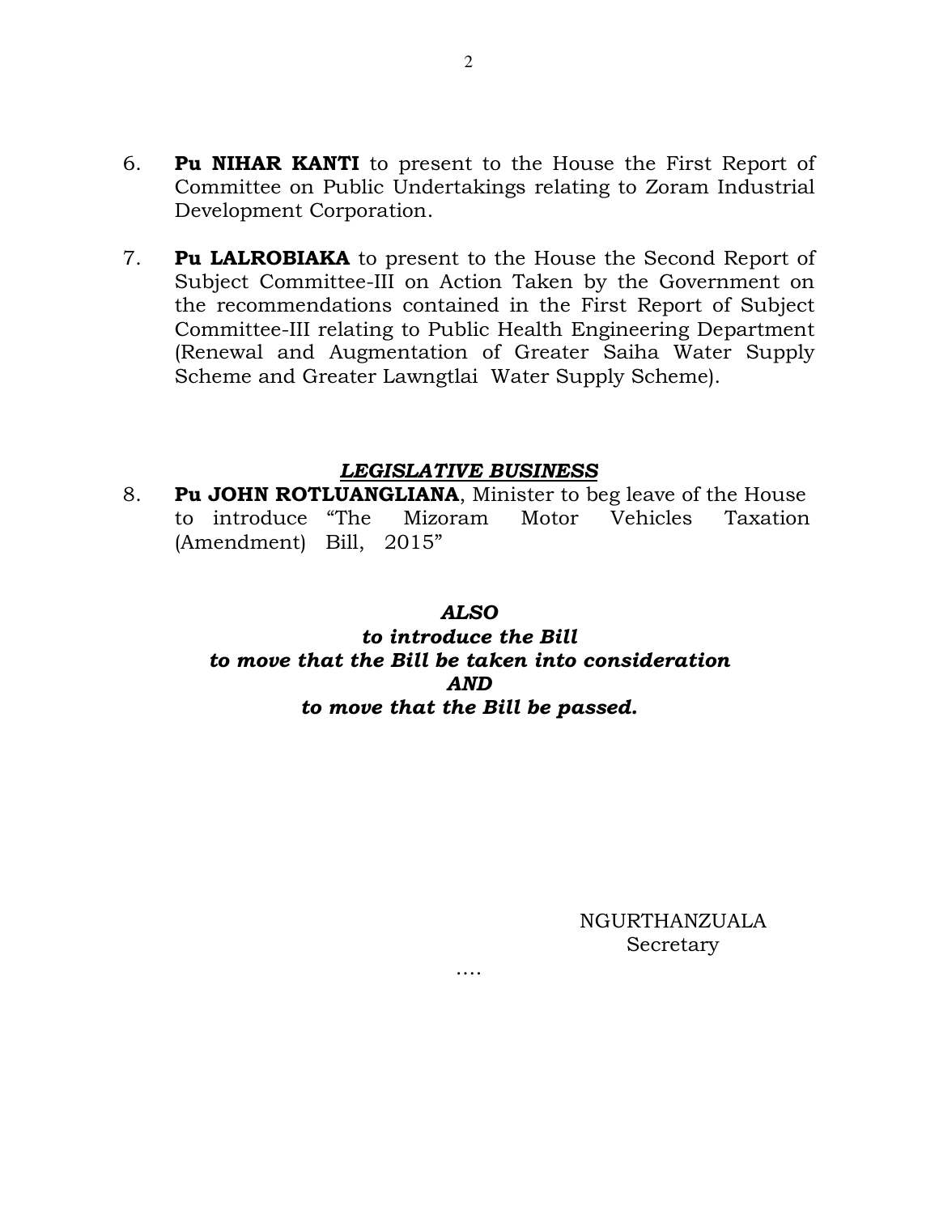6. **Pu NIHAR KANTI** to present to the House the First Report of Committee on Public Undertakings relating to Zoram Industrial Development Corporation.

7. **Pu LALROBIAKA** to present to the House the Second Report of Subject Committee-III on Action Taken by the Government on the recommendations contained in the First Report of Subject Committee-III relating to Public Health Engineering Department (Renewal and Augmentation of Greater Saiha Water Supply Scheme and Greater Lawngtlai Water Supply Scheme).

## ***LEGISLATIVE BUSINESS***

8. **Pu JOHN ROTLUANGLIANA**, Minister to beg leave of the House to introduce "The Mizoram Motor Vehicles Taxation (Amendment) Bill, 2015"

***ALSO***
***to introduce the Bill***
***to move that the Bill be taken into consideration***
***AND***
***to move that the Bill be passed.***

NGURTHANZUALA
Secretary

....